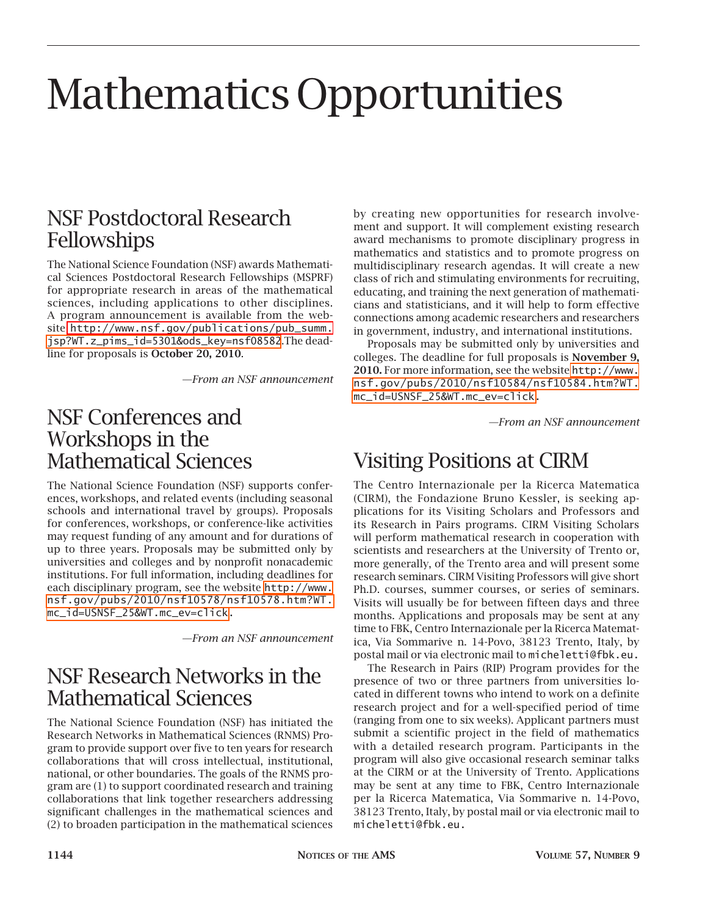# Mathematics Opportunities

## NSF Postdoctoral Research Fellowships

The National Science Foundation (NSF) awards Mathematical Sciences Postdoctoral Research Fellowships (MSPRF) for appropriate research in areas of the mathematical sciences, including applications to other disciplines. A program announcement is available from the website http://www.nsf.gov/publications/pub_summ.jsp?WT.z_pims_id=5301&ods_key=nsf08582.The deadline for proposals is **October 20, 2010**.

*—From an NSF announcement*

## NSF Conferences and Workshops in the Mathematical Sciences

The National Science Foundation (NSF) supports conferences, workshops, and related events (including seasonal schools and international travel by groups). Proposals for conferences, workshops, or conference-like activities may request funding of any amount and for durations of up to three years. Proposals may be submitted only by universities and colleges and by nonprofit nonacademic institutions. For full information, including deadlines for each disciplinary program, see the website http://www.nsf.gov/pubs/2010/nsf10578/nsf10578.htm?WT.mc_id=USNSF_25&WT.mc_ev=click.

*—From an NSF announcement*

## NSF Research Networks in the Mathematical Sciences

The National Science Foundation (NSF) has initiated the Research Networks in Mathematical Sciences (RNMS) Program to provide support over five to ten years for research collaborations that will cross intellectual, institutional, national, or other boundaries. The goals of the RNMS program are (1) to support coordinated research and training collaborations that link together researchers addressing significant challenges in the mathematical sciences and (2) to broaden participation in the mathematical sciences by creating new opportunities for research involvement and support. It will complement existing research award mechanisms to promote disciplinary progress in mathematics and statistics and to promote progress on multidisciplinary research agendas. It will create a new class of rich and stimulating environments for recruiting, educating, and training the next generation of mathematicians and statisticians, and it will help to form effective connections among academic researchers and researchers in government, industry, and international institutions.

Proposals may be submitted only by universities and colleges. The deadline for full proposals is **November 9, 2010.** For more information, see the website http://www.nsf.gov/pubs/2010/nsf10584/nsf10584.htm?WT.mc_id=USNSF_25&WT.mc_ev=click.

*—From an NSF announcement*

## Visiting Positions at CIRM

The Centro Internazionale per la Ricerca Matematica (CIRM), the Fondazione Bruno Kessler, is seeking applications for its Visiting Scholars and Professors and its Research in Pairs programs. CIRM Visiting Scholars will perform mathematical research in cooperation with scientists and researchers at the University of Trento or, more generally, of the Trento area and will present some research seminars. CIRM Visiting Professors will give short Ph.D. courses, summer courses, or series of seminars. Visits will usually be for between fifteen days and three months. Applications and proposals may be sent at any time to FBK, Centro Internazionale per la Ricerca Matematica, Via Sommarive n. 14-Povo, 38123 Trento, Italy, by postal mail or via electronic mail to micheletti@fbk.eu.

The Research in Pairs (RIP) Program provides for the presence of two or three partners from universities located in different towns who intend to work on a definite research project and for a well-specified period of time (ranging from one to six weeks). Applicant partners must submit a scientific project in the field of mathematics with a detailed research program. Participants in the program will also give occasional research seminar talks at the CIRM or at the University of Trento. Applications may be sent at any time to FBK, Centro Internazionale per la Ricerca Matematica, Via Sommarive n. 14-Povo, 38123 Trento, Italy, by postal mail or via electronic mail to micheletti@fbk.eu.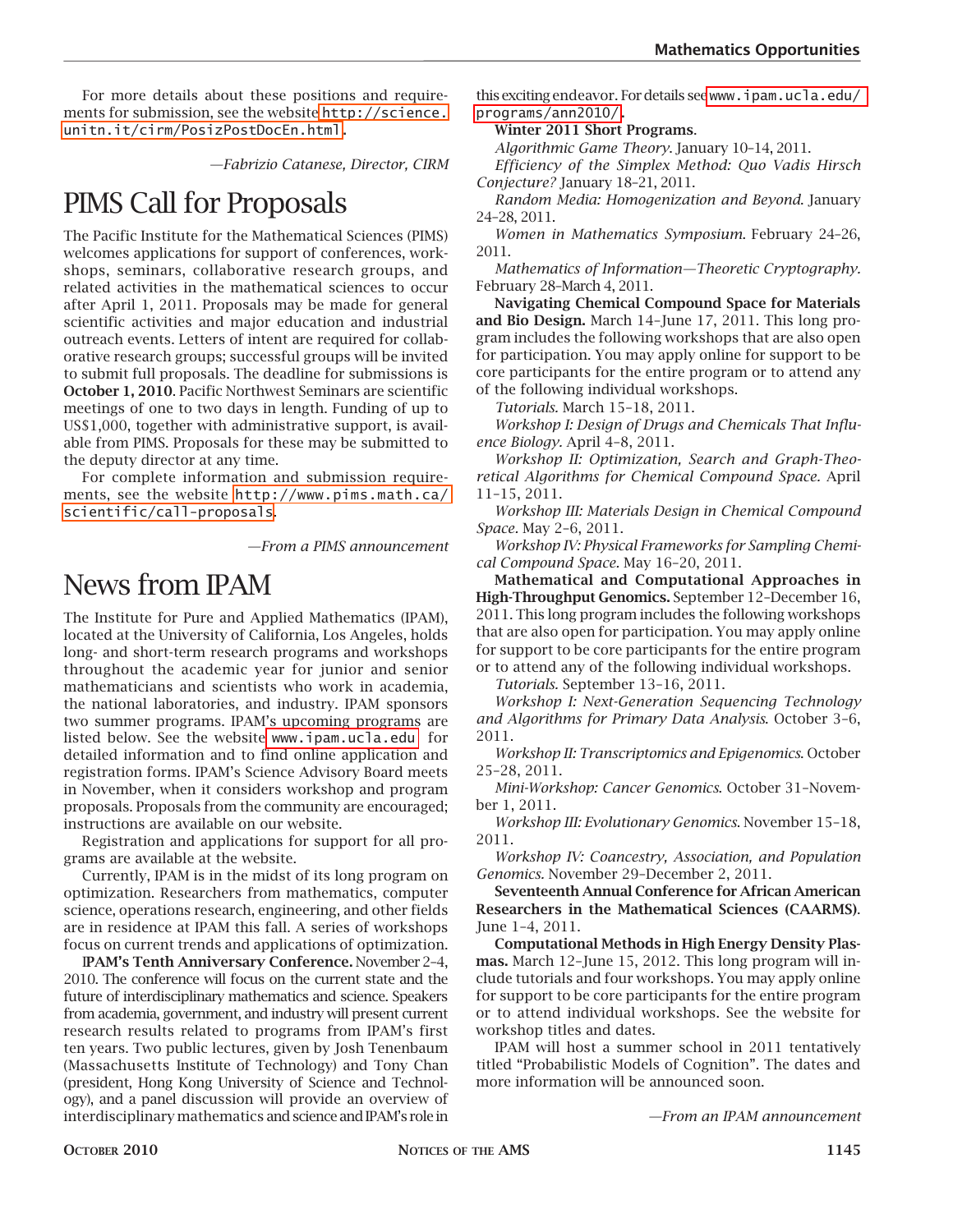For more details about these positions and requirements for submission, see the website http://science.unitn.it/cirm/PosizPostDocEn.html.

*—Fabrizio Catanese, Director, CIRM*

# PIMS Call for Proposals

The Pacific Institute for the Mathematical Sciences (PIMS) welcomes applications for support of conferences, workshops, seminars, collaborative research groups, and related activities in the mathematical sciences to occur after April 1, 2011. Proposals may be made for general scientific activities and major education and industrial outreach events. Letters of intent are required for collaborative research groups; successful groups will be invited to submit full proposals. The deadline for submissions is **October 1, 2010**. Pacific Northwest Seminars are scientific meetings of one to two days in length. Funding of up to US$1,000, together with administrative support, is available from PIMS. Proposals for these may be submitted to the deputy director at any time.

For complete information and submission requirements, see the website http://www.pims.math.ca/scientific/call-proposals.

*—From a PIMS announcement*

# News from IPAM

The Institute for Pure and Applied Mathematics (IPAM), located at the University of California, Los Angeles, holds long- and short-term research programs and workshops throughout the academic year for junior and senior mathematicians and scientists who work in academia, the national laboratories, and industry. IPAM sponsors two summer programs. IPAM's upcoming programs are listed below. See the website www.ipam.ucla.edu for detailed information and to find online application and registration forms. IPAM's Science Advisory Board meets in November, when it considers workshop and program proposals. Proposals from the community are encouraged; instructions are available on our website.

Registration and applications for support for all programs are available at the website.

Currently, IPAM is in the midst of its long program on optimization. Researchers from mathematics, computer science, operations research, engineering, and other fields are in residence at IPAM this fall. A series of workshops focus on current trends and applications of optimization.

**IPAM's Tenth Anniversary Conference.** November 2–4, 2010. The conference will focus on the current state and the future of interdisciplinary mathematics and science. Speakers from academia, government, and industry will present current research results related to programs from IPAM's first ten years. Two public lectures, given by Josh Tenenbaum (Massachusetts Institute of Technology) and Tony Chan (president, Hong Kong University of Science and Technology), and a panel discussion will provide an overview of interdisciplinary mathematics and science and IPAM's role in this exciting endeavor. For details see www.ipam.ucla.edu/programs/ann2010/.

**Winter 2011 Short Programs**.

*Algorithmic Game Theory*. January 10–14, 2011.

*Efficiency of the Simplex Method: Quo Vadis Hirsch Conjecture?* January 18–21, 2011.

*Random Media: Homogenization and Beyond*. January 24–28, 2011.

*Women in Mathematics Symposium*. February 24–26, 2011.

*Mathematics of Information—Theoretic Cryptography*. February 28–March 4, 2011.

**Navigating Chemical Compound Space for Materials and Bio Design.** March 14–June 17, 2011. This long program includes the following workshops that are also open for participation. You may apply online for support to be core participants for the entire program or to attend any of the following individual workshops.

*Tutorials*. March 15–18, 2011.

*Workshop I: Design of Drugs and Chemicals That Influence Biology*. April 4–8, 2011.

*Workshop II: Optimization, Search and Graph-Theoretical Algorithms for Chemical Compound Space.* April 11–15, 2011.

*Workshop III: Materials Design in Chemical Compound Space*. May 2–6, 2011.

*Workshop IV: Physical Frameworks for Sampling Chemical Compound Space.* May 16–20, 2011.

**Mathematical and Computational Approaches in High-Throughput Genomics.** September 12–December 16, 2011. This long program includes the following workshops that are also open for participation. You may apply online for support to be core participants for the entire program or to attend any of the following individual workshops.

*Tutorials*. September 13–16, 2011.

*Workshop I: Next-Generation Sequencing Technology and Algorithms for Primary Data Analysis*. October 3–6, 2011.

*Workshop II: Transcriptomics and Epigenomics*. October 25–28, 2011.

*Mini-Workshop: Cancer Genomics*. October 31–November 1, 2011.

*Workshop III: Evolutionary Genomics*. November 15–18, 2011.

*Workshop IV: Coancestry, Association, and Population Genomics*. November 29–December 2, 2011.

**Seventeenth Annual Conference for African American Researchers in the Mathematical Sciences (CAARMS)**. June 1–4, 2011.

**Computational Methods in High Energy Density Plasmas.** March 12–June 15, 2012. This long program will include tutorials and four workshops. You may apply online for support to be core participants for the entire program or to attend individual workshops. See the website for workshop titles and dates.

IPAM will host a summer school in 2011 tentatively titled "Probabilistic Models of Cognition". The dates and more information will be announced soon.

*—From an IPAM announcement*